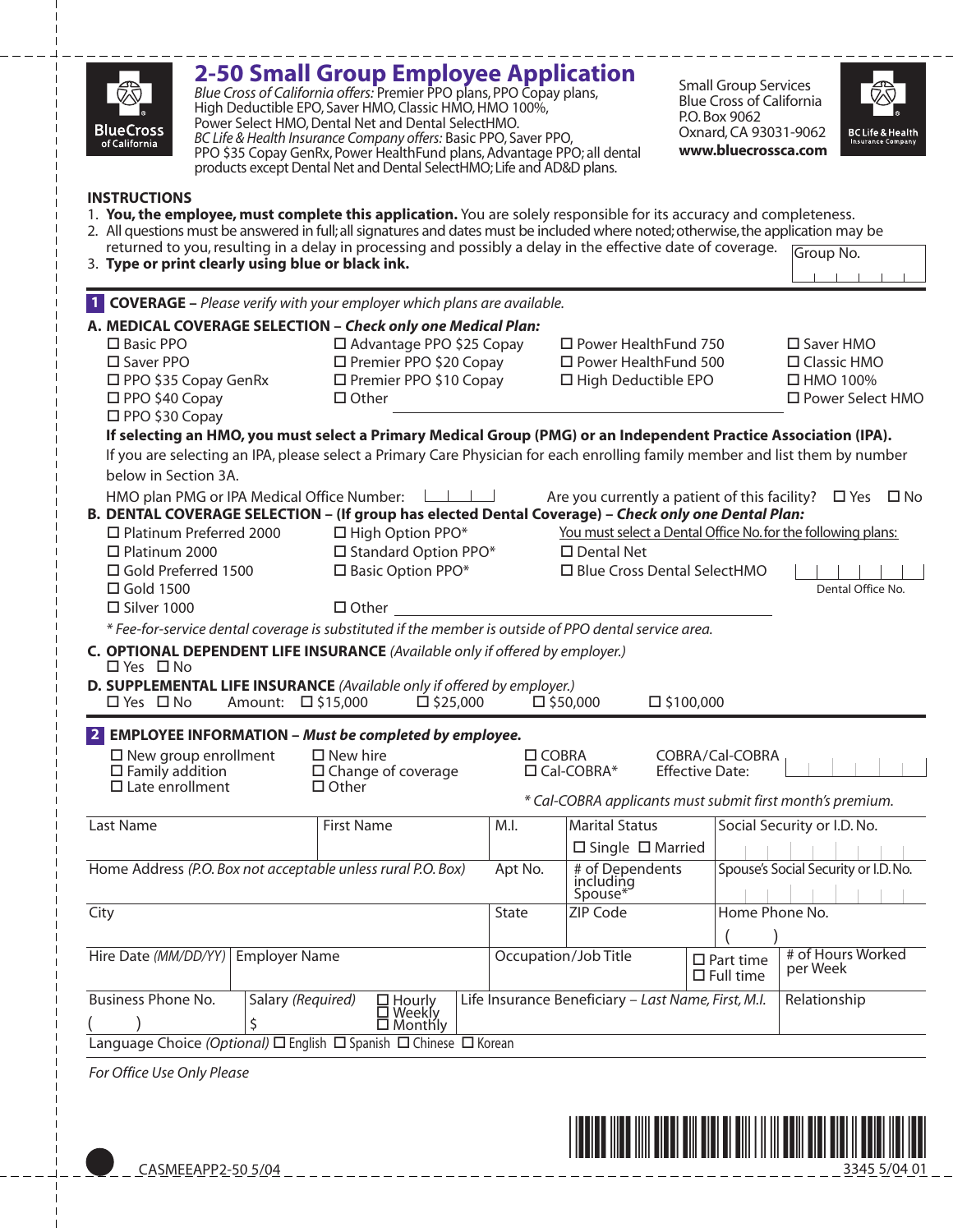BlueCross of California

# 2-50 Small Group Employee Application

*Blue Cross of California offers:* Premier PPO plans, PPO Copay plans, High Deductible EPO, Saver HMO, Classic HMO, HMO 100%, Power Select HMO, Dental Net and Dental SelectHMO.
*BC Life & Health Insurance Company offers:* Basic PPO, Saver PPO, PPO $35 Copay GenRx, Power HealthFund plans, Advantage PPO; all dental products except Dental Net and Dental SelectHMO; Life and AD&D plans.

Small Group Services
Blue Cross of California
P.O. Box 9062
Oxnard, CA 93031-9062
**www.bluecrossca.com**

BC Life & Health Insurance Company

## INSTRUCTIONS

1. **You, the employee, must complete this application.** You are solely responsible for its accuracy and completeness.
2. All questions must be answered in full; all signatures and dates must be included where noted; otherwise, the application may be returned to you, resulting in a delay in processing and possibly a delay in the effective date of coverage.
3. **Type or print clearly using blue or black ink.**

Group No. ______

## 1 COVERAGE – *Please verify with your employer which plans are available.*

**A. MEDICAL COVERAGE SELECTION – *Check only one Medical Plan:***

- ☐ Basic PPO
- ☐ Saver PPO
- ☐ PPO $35 Copay GenRx
- ☐ PPO $40 Copay
- ☐ PPO $30 Copay
- ☐ Advantage PPO $25 Copay
- ☐ Premier PPO $20 Copay
- ☐ Premier PPO $10 Copay
- ☐ Other ______
- ☐ Power HealthFund 750
- ☐ Power HealthFund 500
- ☐ High Deductible EPO
- ☐ Saver HMO
- ☐ Classic HMO
- ☐ HMO 100%
- ☐ Power Select HMO

**If selecting an HMO, you must select a Primary Medical Group (PMG) or an Independent Practice Association (IPA).**
If you are selecting an IPA, please select a Primary Care Physician for each enrolling family member and list them by number below in Section 3A.

HMO plan PMG or IPA Medical Office Number: ______ Are you currently a patient of this facility? ☐ Yes ☐ No

**B. DENTAL COVERAGE SELECTION – (If group has elected Dental Coverage) – *Check only one Dental Plan:***

- ☐ Platinum Preferred 2000
- ☐ Platinum 2000
- ☐ Gold Preferred 1500
- ☐ Gold 1500
- ☐ Silver 1000
- ☐ High Option PPO*
- ☐ Standard Option PPO*
- ☐ Basic Option PPO*
- ☐ Other ______

You must select a Dental Office No. for the following plans:

- ☐ Dental Net
- ☐ Blue Cross Dental SelectHMO

Dental Office No. ______

*\* Fee-for-service dental coverage is substituted if the member is outside of PPO dental service area.*

**C. OPTIONAL DEPENDENT LIFE INSURANCE** *(Available only if offered by employer.)*
☐ Yes ☐ No

**D. SUPPLEMENTAL LIFE INSURANCE** *(Available only if offered by employer.)*
☐ Yes ☐ No Amount: ☐ $15,000 ☐ $25,000 ☐ $50,000 ☐ $100,000

## 2 EMPLOYEE INFORMATION – *Must be completed by employee.*

- ☐ New group enrollment
- ☐ Family addition
- ☐ Late enrollment
- ☐ New hire
- ☐ Change of coverage
- ☐ Other
- ☐ COBRA
- ☐ Cal-COBRA*

COBRA/Cal-COBRA Effective Date: ______

*\* Cal-COBRA applicants must submit first month's premium.*

| Last Name | First Name | M.I. | Marital Status ☐ Single ☐ Married | Social Security or I.D. No. |
|---|---|---|---|---|
| Home Address *(P.O. Box not acceptable unless rural P.O. Box)* | | Apt No. | # of Dependents including Spouse* | Spouse's Social Security or I.D. No. |
| City | | State | ZIP Code | Home Phone No. ( ) |
| Hire Date *(MM/DD/YY)* | Employer Name | Occupation/Job Title | ☐ Part time ☐ Full time | # of Hours Worked per Week |
| Business Phone No. ( ) | Salary *(Required)* $ ☐ Hourly ☐ Weekly ☐ Monthly | Life Insurance Beneficiary – *Last Name, First, M.I.* | | Relationship |

Language Choice *(Optional)* ☐ English ☐ Spanish ☐ Chinese ☐ Korean

*For Office Use Only Please*

CASMEEAPP2-50 5/04

3345 5/04 01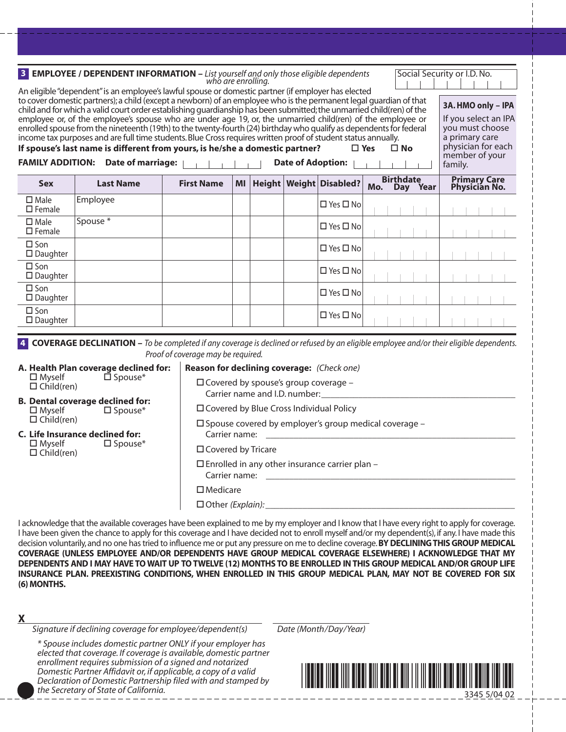## 3 EMPLOYEE / DEPENDENT INFORMATION – *List yourself and only those eligible dependents who are enrolling.*

Social Security or I.D. No.

An eligible "dependent" is an employee's lawful spouse or domestic partner (if employer has elected to cover domestic partners); a child (except a newborn) of an employee who is the permanent legal guardian of that child and for which a valid court order establishing guardianship has been submitted; the unmarried child(ren) of the employee or, of the employee's spouse who are under age 19, or, the unmarried child(ren) of the employee or enrolled spouse from the nineteenth (19th) to the twenty-fourth (24) birthday who qualify as dependents for federal income tax purposes and are full time students. Blue Cross requires written proof of student status annually.

**3A. HMO only – IPA**
If you select an IPA you must choose a primary care physician for each member of your family.

**If spouse's last name is different from yours, is he/she a domestic partner?** ☐ Yes ☐ No

**FAMILY ADDITION: Date of marriage:** | | | | | | **Date of Adoption:** | | | | | |

| Sex | Last Name | First Name | MI | Height | Weight | Disabled? | Birthdate Mo. Day Year | Primary Care Physician No. |
|---|---|---|---|---|---|---|---|---|
| ☐ Male ☐ Female | Employee | | | | | ☐ Yes ☐ No | | |
| ☐ Male ☐ Female | Spouse * | | | | | ☐ Yes ☐ No | | |
| ☐ Son ☐ Daughter | | | | | | ☐ Yes ☐ No | | |
| ☐ Son ☐ Daughter | | | | | | ☐ Yes ☐ No | | |
| ☐ Son ☐ Daughter | | | | | | ☐ Yes ☐ No | | |
| ☐ Son ☐ Daughter | | | | | | ☐ Yes ☐ No | | |

## 4 COVERAGE DECLINATION – *To be completed if any coverage is declined or refused by an eligible employee and/or their eligible dependents. Proof of coverage may be required.*

**A. Health Plan coverage declined for:**
☐ Myself ☐ Spouse*
☐ Child(ren)

**B. Dental coverage declined for:**
☐ Myself ☐ Spouse*
☐ Child(ren)

**C. Life Insurance declined for:**
☐ Myself ☐ Spouse*
☐ Child(ren)

**Reason for declining coverage:** *(Check one)*

☐ Covered by spouse's group coverage – Carrier name and I.D. number: ____________________

☐ Covered by Blue Cross Individual Policy

☐ Spouse covered by employer's group medical coverage – Carrier name: ____________________

☐ Covered by Tricare

☐ Enrolled in any other insurance carrier plan – Carrier name: ____________________

☐ Medicare

☐ Other *(Explain)*: ____________________

I acknowledge that the available coverages have been explained to me by my employer and I know that I have every right to apply for coverage. I have been given the chance to apply for this coverage and I have decided not to enroll myself and/or my dependent(s), if any. I have made this decision voluntarily, and no one has tried to influence me or put any pressure on me to decline coverage. **BY DECLINING THIS GROUP MEDICAL COVERAGE (UNLESS EMPLOYEE AND/OR DEPENDENTS HAVE GROUP MEDICAL COVERAGE ELSEWHERE) I ACKNOWLEDGE THAT MY DEPENDENTS AND I MAY HAVE TO WAIT UP TO TWELVE (12) MONTHS TO BE ENROLLED IN THIS GROUP MEDICAL AND/OR GROUP LIFE INSURANCE PLAN. PREEXISTING CONDITIONS, WHEN ENROLLED IN THIS GROUP MEDICAL PLAN, MAY NOT BE COVERED FOR SIX (6) MONTHS.**

**X** ______________________________ ____________________
*Signature if declining coverage for employee/dependent(s)* *Date (Month/Day/Year)*

*\* Spouse includes domestic partner ONLY if your employer has elected that coverage. If coverage is available, domestic partner enrollment requires submission of a signed and notarized Domestic Partner Affidavit or, if applicable, a copy of a valid Declaration of Domestic Partnership filed with and stamped by the Secretary of State of California.*

3345 5/04 02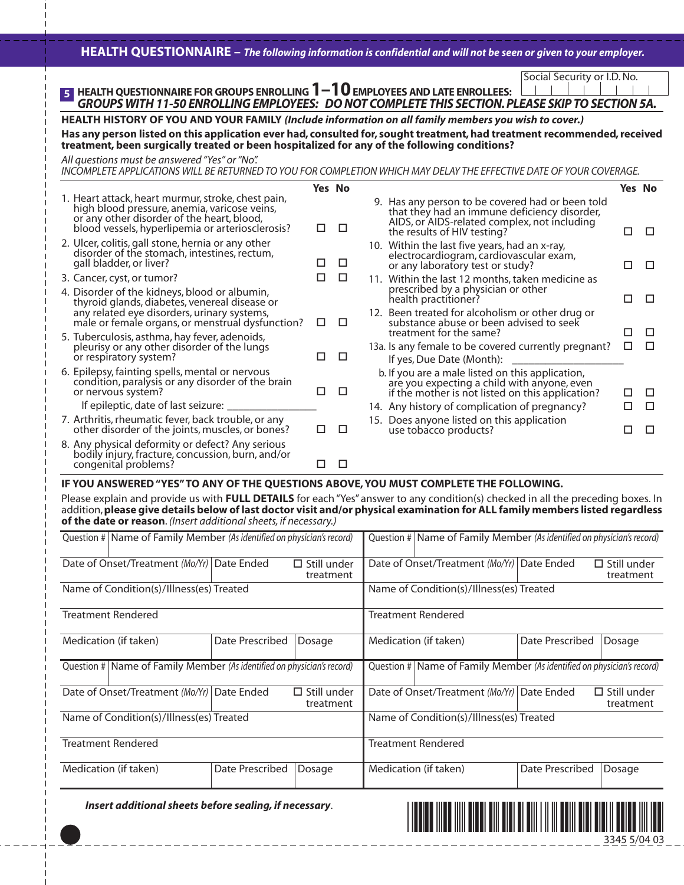## HEALTH QUESTIONNAIRE – *The following information is confidential and will not be seen or given to your employer.*

Social Security or I.D. No. | | | | | | | | | |

### 5 HEALTH QUESTIONNAIRE FOR GROUPS ENROLLING 1–10 EMPLOYEES AND LATE ENROLLEES:
***GROUPS WITH 11-50 ENROLLING EMPLOYEES: DO NOT COMPLETE THIS SECTION. PLEASE SKIP TO SECTION 5A.***

**HEALTH HISTORY OF YOU AND YOUR FAMILY** ***(Include information on all family members you wish to cover.)***

**Has any person listed on this application ever had, consulted for, sought treatment, had treatment recommended, received treatment, been surgically treated or been hospitalized for any of the following conditions?**

*All questions must be answered "Yes" or "No".*
*INCOMPLETE APPLICATIONS WILL BE RETURNED TO YOU FOR COMPLETION WHICH MAY DELAY THE EFFECTIVE DATE OF YOUR COVERAGE.*

| | Yes | No |
|---|---|---|
| 1. Heart attack, heart murmur, stroke, chest pain, high blood pressure, anemia, varicose veins, or any other disorder of the heart, blood, blood vessels, hyperlipemia or arteriosclerosis? | ☐ | ☐ |
| 2. Ulcer, colitis, gall stone, hernia or any other disorder of the stomach, intestines, rectum, gall bladder, or liver? | ☐ | ☐ |
| 3. Cancer, cyst, or tumor? | ☐ | ☐ |
| 4. Disorder of the kidneys, blood or albumin, thyroid glands, diabetes, venereal disease or any related eye disorders, urinary systems, male or female organs, or menstrual dysfunction? | ☐ | ☐ |
| 5. Tuberculosis, asthma, hay fever, adenoids, pleurisy or any other disorder of the lungs or respiratory system? | ☐ | ☐ |
| 6. Epilepsy, fainting spells, mental or nervous condition, paralysis or any disorder of the brain or nervous system? | ☐ | ☐ |
| If epileptic, date of last seizure: ________________ | | |
| 7. Arthritis, rheumatic fever, back trouble, or any other disorder of the joints, muscles, or bones? | ☐ | ☐ |
| 8. Any physical deformity or defect? Any serious bodily injury, fracture, concussion, burn, and/or congenital problems? | ☐ | ☐ |
| 9. Has any person to be covered had or been told that they had an immune deficiency disorder, AIDS, or AIDS-related complex, not including the results of HIV testing? | ☐ | ☐ |
| 10. Within the last five years, had an x-ray, electrocardiogram, cardiovascular exam, or any laboratory test or study? | ☐ | ☐ |
| 11. Within the last 12 months, taken medicine as prescribed by a physician or other health practitioner? | ☐ | ☐ |
| 12. Been treated for alcoholism or other drug or substance abuse or been advised to seek treatment for the same? | ☐ | ☐ |
| 13a. Is any female to be covered currently pregnant? | ☐ | ☐ |
| If yes, Due Date (Month): ________________ | | |
| b. If you are a male listed on this application, are you expecting a child with anyone, even if the mother is not listed on this application? | ☐ | ☐ |
| 14. Any history of complication of pregnancy? | ☐ | ☐ |
| 15. Does anyone listed on this application use tobacco products? | ☐ | ☐ |

**IF YOU ANSWERED "YES" TO ANY OF THE QUESTIONS ABOVE, YOU MUST COMPLETE THE FOLLOWING.**

Please explain and provide us with **FULL DETAILS** for each "Yes" answer to any condition(s) checked in all the preceding boxes. In addition, **please give details below of last doctor visit and/or physical examination for ALL family members listed regardless of the date or reason**. *(Insert additional sheets, if necessary.)*

| Question # | Name of Family Member *(As identified on physician's record)* | | Question # | Name of Family Member *(As identified on physician's record)* | |
|---|---|---|---|---|---|
| Date of Onset/Treatment *(Mo/Yr)* | Date Ended | ☐ Still under treatment | Date of Onset/Treatment *(Mo/Yr)* | Date Ended | ☐ Still under treatment |
| Name of Condition(s)/Illness(es) Treated | | | Name of Condition(s)/Illness(es) Treated | | |
| Treatment Rendered | | | Treatment Rendered | | |
| Medication (if taken) | Date Prescribed | Dosage | Medication (if taken) | Date Prescribed | Dosage |
| Question # | Name of Family Member *(As identified on physician's record)* | | Question # | Name of Family Member *(As identified on physician's record)* | |
| Date of Onset/Treatment *(Mo/Yr)* | Date Ended | ☐ Still under treatment | Date of Onset/Treatment *(Mo/Yr)* | Date Ended | ☐ Still under treatment |
| Name of Condition(s)/Illness(es) Treated | | | Name of Condition(s)/Illness(es) Treated | | |
| Treatment Rendered | | | Treatment Rendered | | |
| Medication (if taken) | Date Prescribed | Dosage | Medication (if taken) | Date Prescribed | Dosage |

***Insert additional sheets before sealing, if necessary.***

3345 5/04 03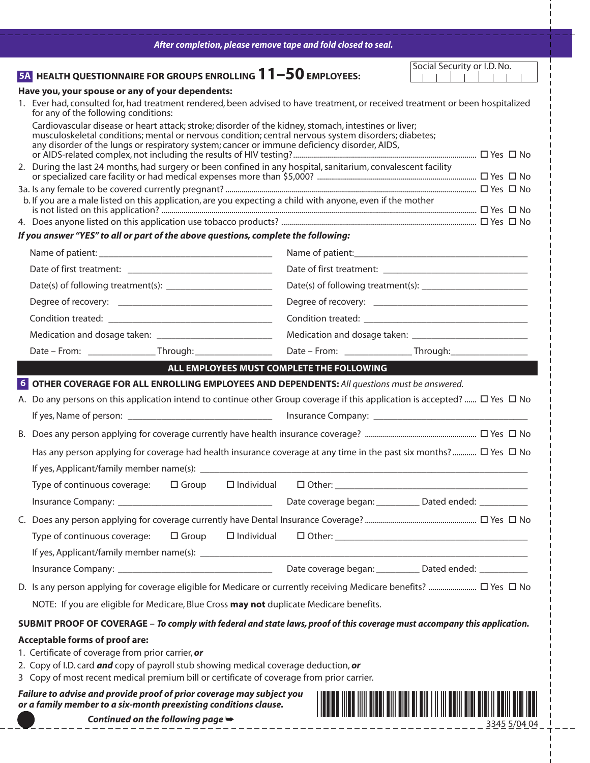*After completion, please remove tape and fold closed to seal.*

Social Security or I.D. No.

## 5A HEALTH QUESTIONNAIRE FOR GROUPS ENROLLING 11–50 EMPLOYEES:

**Have you, your spouse or any of your dependents:**

1. Ever had, consulted for, had treatment rendered, been advised to have treatment, or received treatment or been hospitalized for any of the following conditions:

   Cardiovascular disease or heart attack; stroke; disorder of the kidney, stomach, intestines or liver; musculoskeletal conditions; mental or nervous condition; central nervous system disorders; diabetes; any disorder of the lungs or respiratory system; cancer or immune deficiency disorder, AIDS, or AIDS-related complex, not including the results of HIV testing? ☐ Yes ☐ No

2. During the last 24 months, had surgery or been confined in any hospital, sanitarium, convalescent facility or specialized care facility or had medical expenses more than $5,000? ☐ Yes ☐ No

3a. Is any female to be covered currently pregnant? ☐ Yes ☐ No

b. If you are a male listed on this application, are you expecting a child with anyone, even if the mother is not listed on this application? ☐ Yes ☐ No

4. Does anyone listed on this application use tobacco products? ☐ Yes ☐ No

***If you answer "YES" to all or part of the above questions, complete the following:***

| | |
|---|---|
| Name of patient: ________ | Name of patient: ________ |
| Date of first treatment: ________ | Date of first treatment: ________ |
| Date(s) of following treatment(s): ________ | Date(s) of following treatment(s): ________ |
| Degree of recovery: ________ | Degree of recovery: ________ |
| Condition treated: ________ | Condition treated: ________ |
| Medication and dosage taken: ________ | Medication and dosage taken: ________ |
| Date – From: ________ Through: ________ | Date – From: ________ Through: ________ |

**ALL EMPLOYEES MUST COMPLETE THE FOLLOWING**

## 6 OTHER COVERAGE FOR ALL ENROLLING EMPLOYEES AND DEPENDENTS: *All questions must be answered.*

A. Do any persons on this application intend to continue other Group coverage if this application is accepted? ☐ Yes ☐ No

If yes, Name of person: ________ Insurance Company: ________

B. Does any person applying for coverage currently have health insurance coverage? ☐ Yes ☐ No

Has any person applying for coverage had health insurance coverage at any time in the past six months? ☐ Yes ☐ No

If yes, Applicant/family member name(s): ________

Type of continuous coverage: ☐ Group ☐ Individual ☐ Other: ________

Insurance Company: ________ Date coverage began: ________ Dated ended: ________

C. Does any person applying for coverage currently have Dental Insurance Coverage? ☐ Yes ☐ No

Type of continuous coverage: ☐ Group ☐ Individual ☐ Other: ________

If yes, Applicant/family member name(s): ________

Insurance Company: ________ Date coverage began: ________ Dated ended: ________

D. Is any person applying for coverage eligible for Medicare or currently receiving Medicare benefits? ☐ Yes ☐ No

NOTE: If you are eligible for Medicare, Blue Cross **may not** duplicate Medicare benefits.

**SUBMIT PROOF OF COVERAGE** – ***To comply with federal and state laws, proof of this coverage must accompany this application.***

**Acceptable forms of proof are:**

1. Certificate of coverage from prior carrier, ***or***
2. Copy of I.D. card ***and*** copy of payroll stub showing medical coverage deduction, ***or***
3. Copy of most recent medical premium bill or certificate of coverage from prior carrier.

***Failure to advise and provide proof of prior coverage may subject you or a family member to a six-month preexisting conditions clause.***

***Continued on the following page*** ➥

3345 5/04 04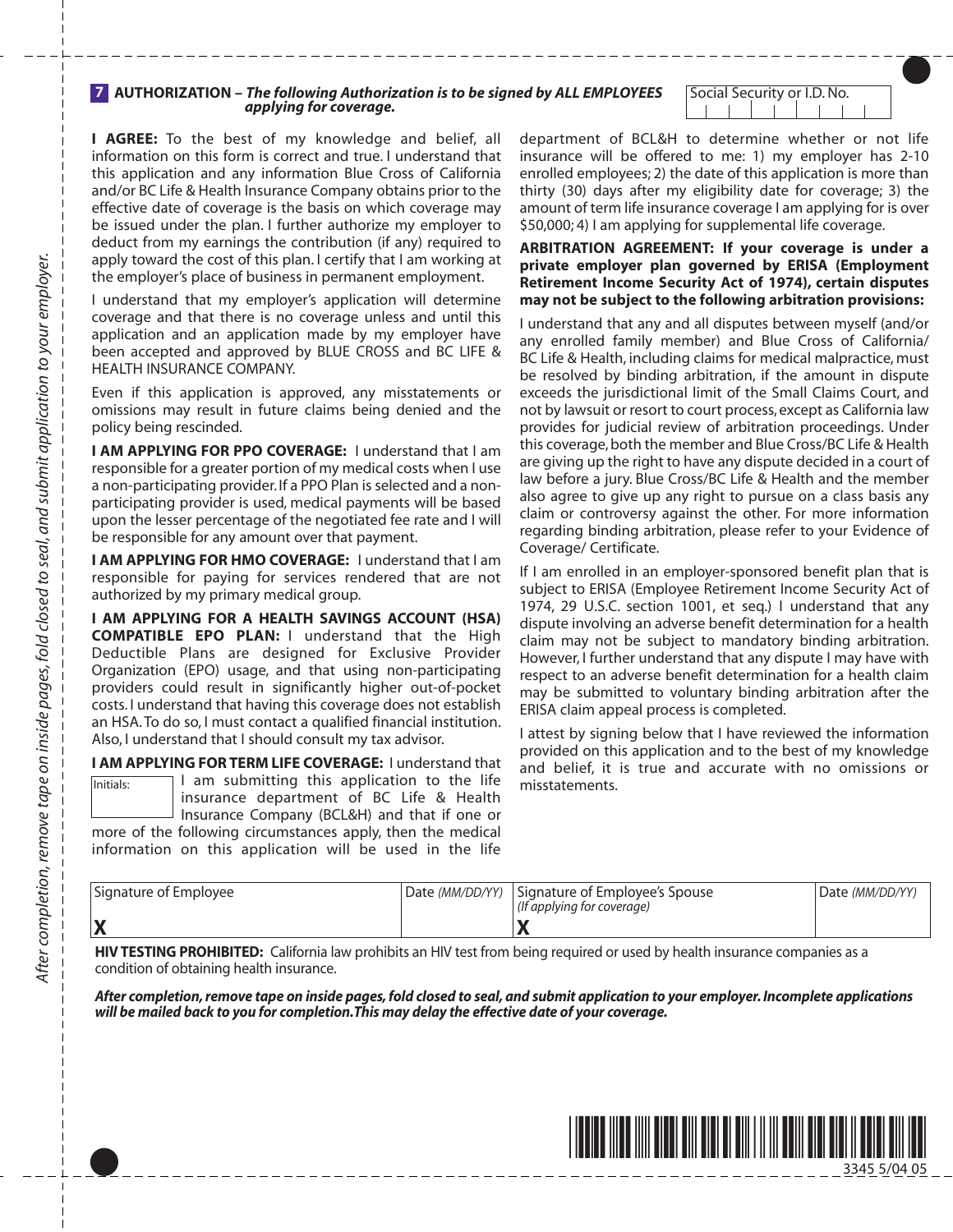## 7 AUTHORIZATION – *The following Authorization is to be signed by ALL EMPLOYEES applying for coverage.*

Social Security or I.D. No.

**I AGREE:** To the best of my knowledge and belief, all information on this form is correct and true. I understand that this application and any information Blue Cross of California and/or BC Life & Health Insurance Company obtains prior to the effective date of coverage is the basis on which coverage may be issued under the plan. I further authorize my employer to deduct from my earnings the contribution (if any) required to apply toward the cost of this plan. I certify that I am working at the employer's place of business in permanent employment.

I understand that my employer's application will determine coverage and that there is no coverage unless and until this application and an application made by my employer have been accepted and approved by BLUE CROSS and BC LIFE & HEALTH INSURANCE COMPANY.

Even if this application is approved, any misstatements or omissions may result in future claims being denied and the policy being rescinded.

**I AM APPLYING FOR PPO COVERAGE:** I understand that I am responsible for a greater portion of my medical costs when I use a non-participating provider. If a PPO Plan is selected and a non-participating provider is used, medical payments will be based upon the lesser percentage of the negotiated fee rate and I will be responsible for any amount over that payment.

**I AM APPLYING FOR HMO COVERAGE:** I understand that I am responsible for paying for services rendered that are not authorized by my primary medical group.

**I AM APPLYING FOR A HEALTH SAVINGS ACCOUNT (HSA) COMPATIBLE EPO PLAN:** I understand that the High Deductible Plans are designed for Exclusive Provider Organization (EPO) usage, and that using non-participating providers could result in significantly higher out-of-pocket costs. I understand that having this coverage does not establish an HSA. To do so, I must contact a qualified financial institution. Also, I understand that I should consult my tax advisor.

**I AM APPLYING FOR TERM LIFE COVERAGE:** I understand that I am submitting this application to the life insurance department of BC Life & Health Insurance Company (BCL&H) and that if one or more of the following circumstances apply, then the medical information on this application will be used in the life department of BCL&H to determine whether or not life insurance will be offered to me: 1) my employer has 2-10 enrolled employees; 2) the date of this application is more than thirty (30) days after my eligibility date for coverage; 3) the amount of term life insurance coverage I am applying for is over $50,000; 4) I am applying for supplemental life coverage.

Initials:

**ARBITRATION AGREEMENT: If your coverage is under a private employer plan governed by ERISA (Employment Retirement Income Security Act of 1974), certain disputes may not be subject to the following arbitration provisions:**

I understand that any and all disputes between myself (and/or any enrolled family member) and Blue Cross of California/ BC Life & Health, including claims for medical malpractice, must be resolved by binding arbitration, if the amount in dispute exceeds the jurisdictional limit of the Small Claims Court, and not by lawsuit or resort to court process, except as California law provides for judicial review of arbitration proceedings. Under this coverage, both the member and Blue Cross/BC Life & Health are giving up the right to have any dispute decided in a court of law before a jury. Blue Cross/BC Life & Health and the member also agree to give up any right to pursue on a class basis any claim or controversy against the other. For more information regarding binding arbitration, please refer to your Evidence of Coverage/ Certificate.

If I am enrolled in an employer-sponsored benefit plan that is subject to ERISA (Employee Retirement Income Security Act of 1974, 29 U.S.C. section 1001, et seq.) I understand that any dispute involving an adverse benefit determination for a health claim may not be subject to mandatory binding arbitration. However, I further understand that any dispute I may have with respect to an adverse benefit determination for a health claim may be submitted to voluntary binding arbitration after the ERISA claim appeal process is completed.

I attest by signing below that I have reviewed the information provided on this application and to the best of my knowledge and belief, it is true and accurate with no omissions or misstatements.

| Signature of Employee | Date *(MM/DD/YY)* | Signature of Employee's Spouse *(If applying for coverage)* | Date *(MM/DD/YY)* |
|---|---|---|---|
| **X** | | **X** | |

**HIV TESTING PROHIBITED:** California law prohibits an HIV test from being required or used by health insurance companies as a condition of obtaining health insurance.

***After completion, remove tape on inside pages, fold closed to seal, and submit application to your employer. Incomplete applications will be mailed back to you for completion. This may delay the effective date of your coverage.***

*After completion, remove tape on inside pages, fold closed to seal, and submit application to your employer.*

3345 5/04 05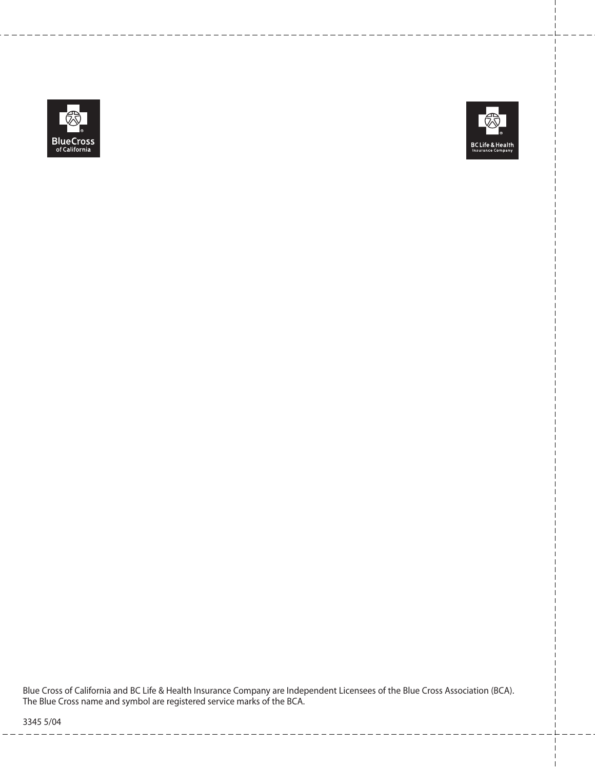Blue Cross of California and BC Life & Health Insurance Company are Independent Licensees of the Blue Cross Association (BCA).
The Blue Cross name and symbol are registered service marks of the BCA.

3345 5/04